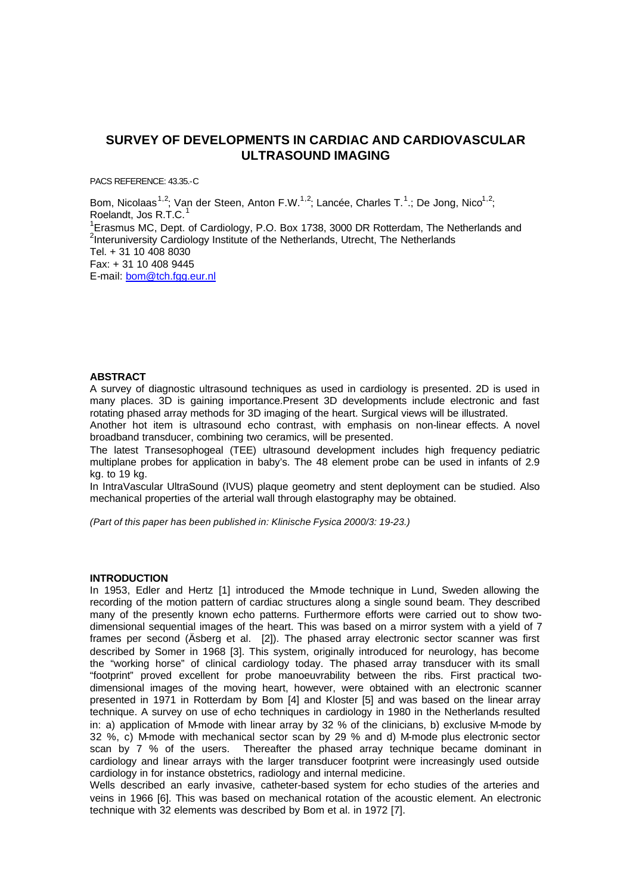# SURVEY OF DEVELOPMENTS IN CARDIAC AND CARDIOVASCULAR ULTRASOUND IMAGING

PACS REFERENCE: 43.35.-C

Bom, Nicolaas[1,2]; Van der Steen, Anton F.W.[1,2]; Lancée, Charles T.[1].; De Jong, Nico[1,2]; Roelandt, Jos R.T.C.[1]

[1]Erasmus MC, Dept. of Cardiology, P.O. Box 1738, 3000 DR Rotterdam, The Netherlands and
[2]Interuniversity Cardiology Institute of the Netherlands, Utrecht, The Netherlands
Tel. + 31 10 408 8030
Fax: + 31 10 408 9445
E-mail: bom@tch.fgg.eur.nl

## ABSTRACT

A survey of diagnostic ultrasound techniques as used in cardiology is presented. 2D is used in many places. 3D is gaining importance.Present 3D developments include electronic and fast rotating phased array methods for 3D imaging of the heart. Surgical views will be illustrated.
Another hot item is ultrasound echo contrast, with emphasis on non-linear effects. A novel broadband transducer, combining two ceramics, will be presented.
The latest Transesophogeal (TEE) ultrasound development includes high frequency pediatric multiplane probes for application in baby's. The 48 element probe can be used in infants of 2.9 kg. to 19 kg.
In IntraVascular UltraSound (IVUS) plaque geometry and stent deployment can be studied. Also mechanical properties of the arterial wall through elastography may be obtained.

*(Part of this paper has been published in: Klinische Fysica 2000/3: 19-23.)*

## INTRODUCTION

In 1953, Edler and Hertz [1] introduced the M-mode technique in Lund, Sweden allowing the recording of the motion pattern of cardiac structures along a single sound beam. They described many of the presently known echo patterns. Furthermore efforts were carried out to show two-dimensional sequential images of the heart. This was based on a mirror system with a yield of 7 frames per second (Äsberg et al. [2]). The phased array electronic sector scanner was first described by Somer in 1968 [3]. This system, originally introduced for neurology, has become the "working horse" of clinical cardiology today. The phased array transducer with its small "footprint" proved excellent for probe manoeuvrability between the ribs. First practical two-dimensional images of the moving heart, however, were obtained with an electronic scanner presented in 1971 in Rotterdam by Bom [4] and Kloster [5] and was based on the linear array technique. A survey on use of echo techniques in cardiology in 1980 in the Netherlands resulted in: a) application of M-mode with linear array by 32 % of the clinicians, b) exclusive M-mode by 32 %, c) M-mode with mechanical sector scan by 29 % and d) M-mode plus electronic sector scan by 7 % of the users. Thereafter the phased array technique became dominant in cardiology and linear arrays with the larger transducer footprint were increasingly used outside cardiology in for instance obstetrics, radiology and internal medicine.
Wells described an early invasive, catheter-based system for echo studies of the arteries and veins in 1966 [6]. This was based on mechanical rotation of the acoustic element. An electronic technique with 32 elements was described by Bom et al. in 1972 [7].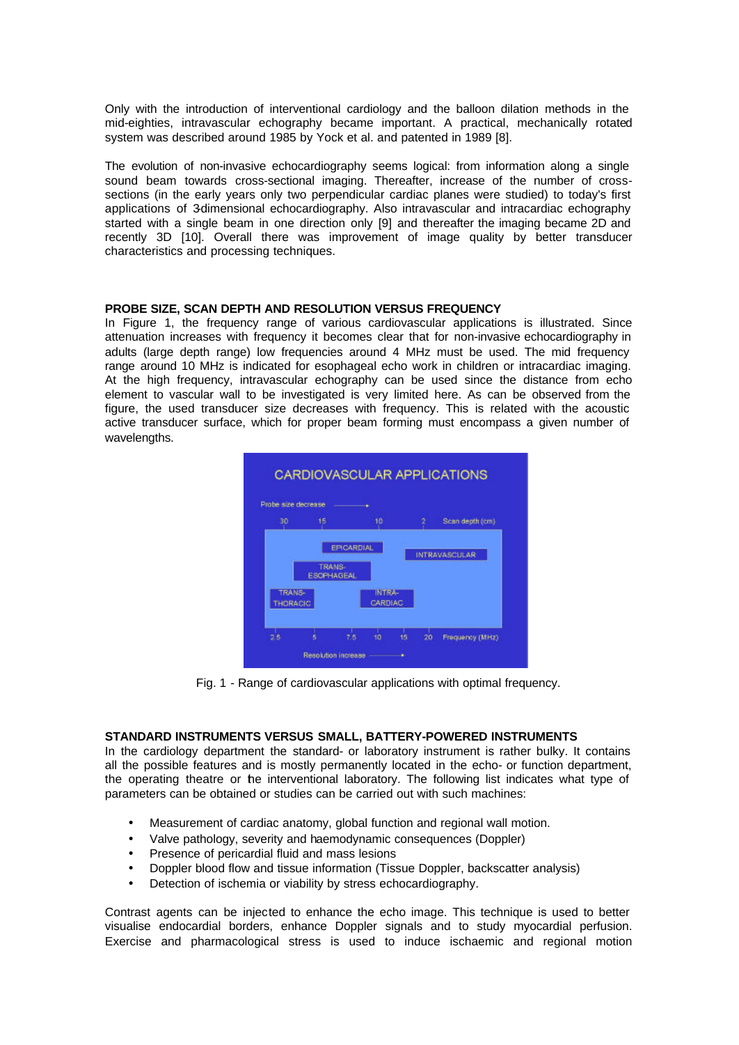Only with the introduction of interventional cardiology and the balloon dilation methods in the mid-eighties, intravascular echography became important. A practical, mechanically rotated system was described around 1985 by Yock et al. and patented in 1989 [8].

The evolution of non-invasive echocardiography seems logical: from information along a single sound beam towards cross-sectional imaging. Thereafter, increase of the number of cross-sections (in the early years only two perpendicular cardiac planes were studied) to today's first applications of 3-dimensional echocardiography. Also intravascular and intracardiac echography started with a single beam in one direction only [9] and thereafter the imaging became 2D and recently 3D [10]. Overall there was improvement of image quality by better transducer characteristics and processing techniques.

## PROBE SIZE, SCAN DEPTH AND RESOLUTION VERSUS FREQUENCY

In Figure 1, the frequency range of various cardiovascular applications is illustrated. Since attenuation increases with frequency it becomes clear that for non-invasive echocardiography in adults (large depth range) low frequencies around 4 MHz must be used. The mid frequency range around 10 MHz is indicated for esophageal echo work in children or intracardiac imaging. At the high frequency, intravascular echography can be used since the distance from echo element to vascular wall to be investigated is very limited here. As can be observed from the figure, the used transducer size decreases with frequency. This is related with the acoustic active transducer surface, which for proper beam forming must encompass a given number of wavelengths.

Fig. 1 - Range of cardiovascular applications with optimal frequency.

## STANDARD INSTRUMENTS VERSUS SMALL, BATTERY-POWERED INSTRUMENTS

In the cardiology department the standard- or laboratory instrument is rather bulky. It contains all the possible features and is mostly permanently located in the echo- or function department, the operating theatre or the interventional laboratory. The following list indicates what type of parameters can be obtained or studies can be carried out with such machines:

- Measurement of cardiac anatomy, global function and regional wall motion.
- Valve pathology, severity and haemodynamic consequences (Doppler)
- Presence of pericardial fluid and mass lesions
- Doppler blood flow and tissue information (Tissue Doppler, backscatter analysis)
- Detection of ischemia or viability by stress echocardiography.

Contrast agents can be injected to enhance the echo image. This technique is used to better visualise endocardial borders, enhance Doppler signals and to study myocardial perfusion. Exercise and pharmacological stress is used to induce ischaemic and regional motion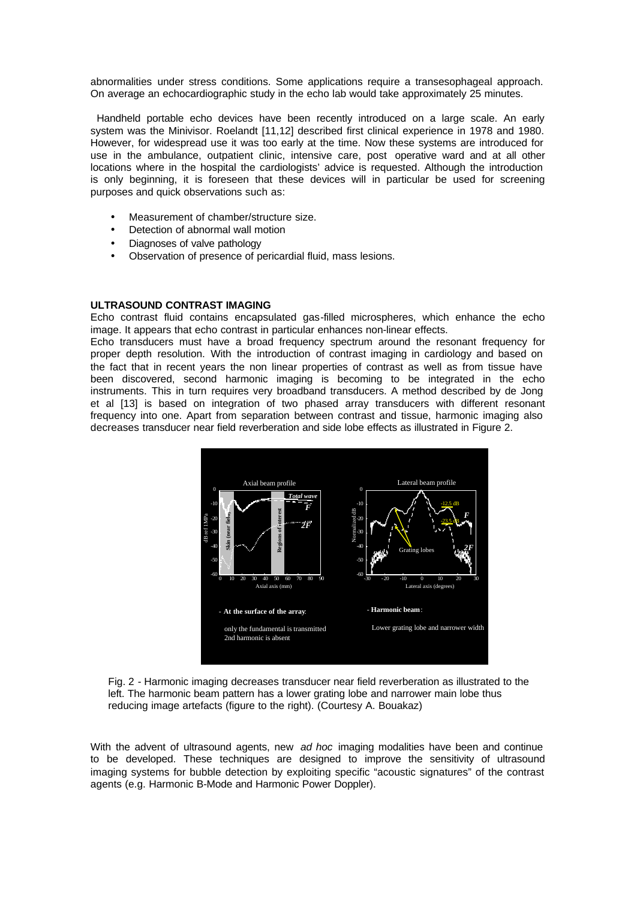abnormalities under stress conditions. Some applications require a transesophageal approach. On average an echocardiographic study in the echo lab would take approximately 25 minutes.

Handheld portable echo devices have been recently introduced on a large scale. An early system was the Minivisor. Roelandt [11,12] described first clinical experience in 1978 and 1980. However, for widespread use it was too early at the time. Now these systems are introduced for use in the ambulance, outpatient clinic, intensive care, post operative ward and at all other locations where in the hospital the cardiologists' advice is requested. Although the introduction is only beginning, it is foreseen that these devices will in particular be used for screening purposes and quick observations such as:

- Measurement of chamber/structure size.
- Detection of abnormal wall motion
- Diagnoses of valve pathology
- Observation of presence of pericardial fluid, mass lesions.

**ULTRASOUND CONTRAST IMAGING**

Echo contrast fluid contains encapsulated gas-filled microspheres, which enhance the echo image. It appears that echo contrast in particular enhances non-linear effects.

Echo transducers must have a broad frequency spectrum around the resonant frequency for proper depth resolution. With the introduction of contrast imaging in cardiology and based on the fact that in recent years the non linear properties of contrast as well as from tissue have been discovered, second harmonic imaging is becoming to be integrated in the echo instruments. This in turn requires very broadband transducers. A method described by de Jong et al [13] is based on integration of two phased array transducers with different resonant frequency into one. Apart from separation between contrast and tissue, harmonic imaging also decreases transducer near field reverberation and side lobe effects as illustrated in Figure 2.

Fig. 2 - Harmonic imaging decreases transducer near field reverberation as illustrated to the left. The harmonic beam pattern has a lower grating lobe and narrower main lobe thus reducing image artefacts (figure to the right). (Courtesy A. Bouakaz)

With the advent of ultrasound agents, new *ad hoc* imaging modalities have been and continue to be developed. These techniques are designed to improve the sensitivity of ultrasound imaging systems for bubble detection by exploiting specific "acoustic signatures" of the contrast agents (e.g. Harmonic B-Mode and Harmonic Power Doppler).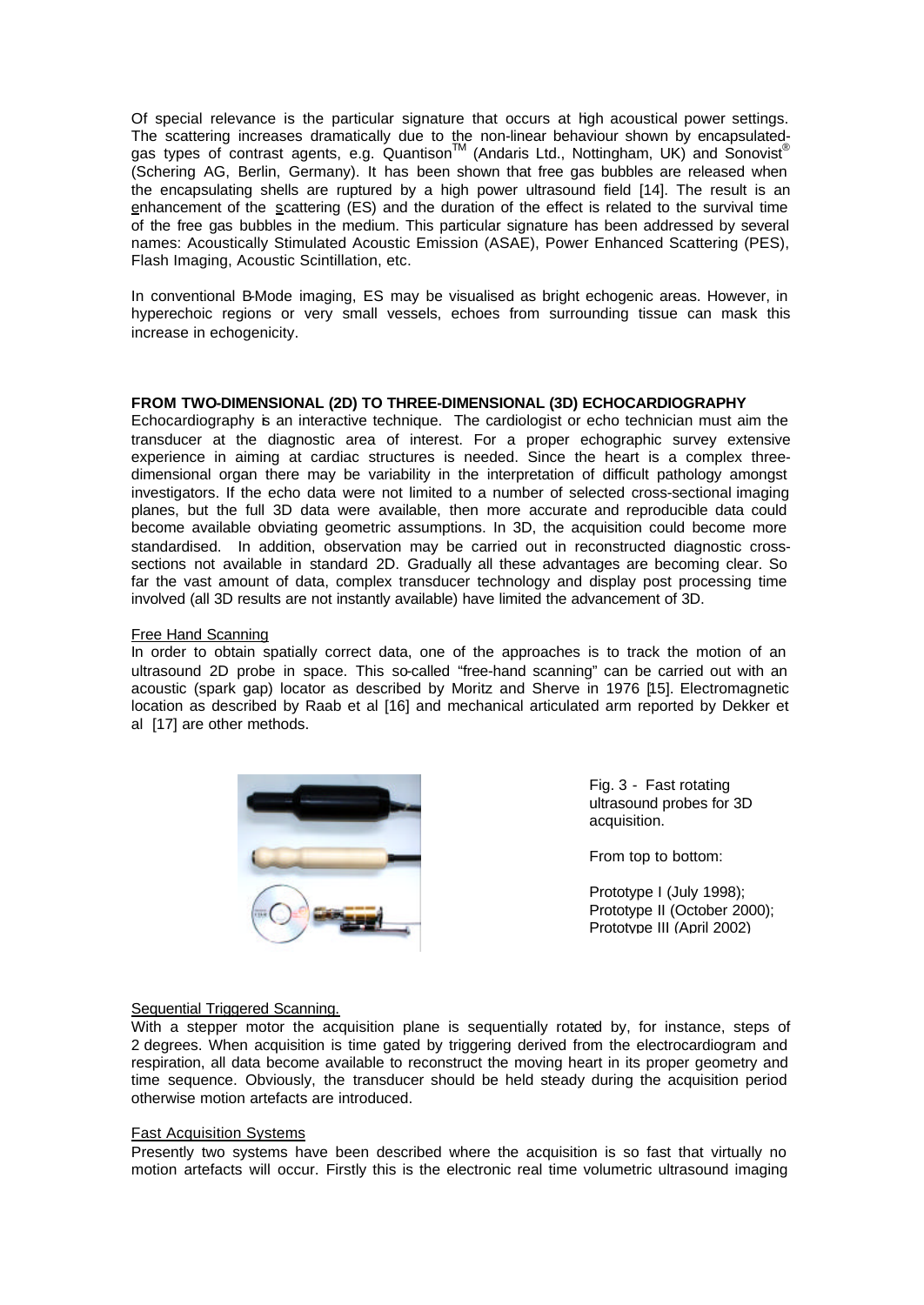Of special relevance is the particular signature that occurs at high acoustical power settings. The scattering increases dramatically due to the non-linear behaviour shown by encapsulated-gas types of contrast agents, e.g. Quantison™ (Andaris Ltd., Nottingham, UK) and Sonovist® (Schering AG, Berlin, Germany). It has been shown that free gas bubbles are released when the encapsulating shells are ruptured by a high power ultrasound field [14]. The result is an enhancement of the scattering (ES) and the duration of the effect is related to the survival time of the free gas bubbles in the medium. This particular signature has been addressed by several names: Acoustically Stimulated Acoustic Emission (ASAE), Power Enhanced Scattering (PES), Flash Imaging, Acoustic Scintillation, etc.

In conventional B-Mode imaging, ES may be visualised as bright echogenic areas. However, in hyperechoic regions or very small vessels, echoes from surrounding tissue can mask this increase in echogenicity.

## FROM TWO-DIMENSIONAL (2D) TO THREE-DIMENSIONAL (3D) ECHOCARDIOGRAPHY

Echocardiography is an interactive technique. The cardiologist or echo technician must aim the transducer at the diagnostic area of interest. For a proper echographic survey extensive experience in aiming at cardiac structures is needed. Since the heart is a complex three-dimensional organ there may be variability in the interpretation of difficult pathology amongst investigators. If the echo data were not limited to a number of selected cross-sectional imaging planes, but the full 3D data were available, then more accurate and reproducible data could become available obviating geometric assumptions. In 3D, the acquisition could become more standardised. In addition, observation may be carried out in reconstructed diagnostic cross-sections not available in standard 2D. Gradually all these advantages are becoming clear. So far the vast amount of data, complex transducer technology and display post processing time involved (all 3D results are not instantly available) have limited the advancement of 3D.

### Free Hand Scanning

In order to obtain spatially correct data, one of the approaches is to track the motion of an ultrasound 2D probe in space. This so-called "free-hand scanning" can be carried out with an acoustic (spark gap) locator as described by Moritz and Sherve in 1976 [15]. Electromagnetic location as described by Raab et al [16] and mechanical articulated arm reported by Dekker et al [17] are other methods.

Fig. 3 - Fast rotating ultrasound probes for 3D acquisition.

From top to bottom:

Prototype I (July 1998);
Prototype II (October 2000);
Prototype III (April 2002)

### Sequential Triggered Scanning.

With a stepper motor the acquisition plane is sequentially rotated by, for instance, steps of 2 degrees. When acquisition is time gated by triggering derived from the electrocardiogram and respiration, all data become available to reconstruct the moving heart in its proper geometry and time sequence. Obviously, the transducer should be held steady during the acquisition period otherwise motion artefacts are introduced.

### Fast Acquisition Systems

Presently two systems have been described where the acquisition is so fast that virtually no motion artefacts will occur. Firstly this is the electronic real time volumetric ultrasound imaging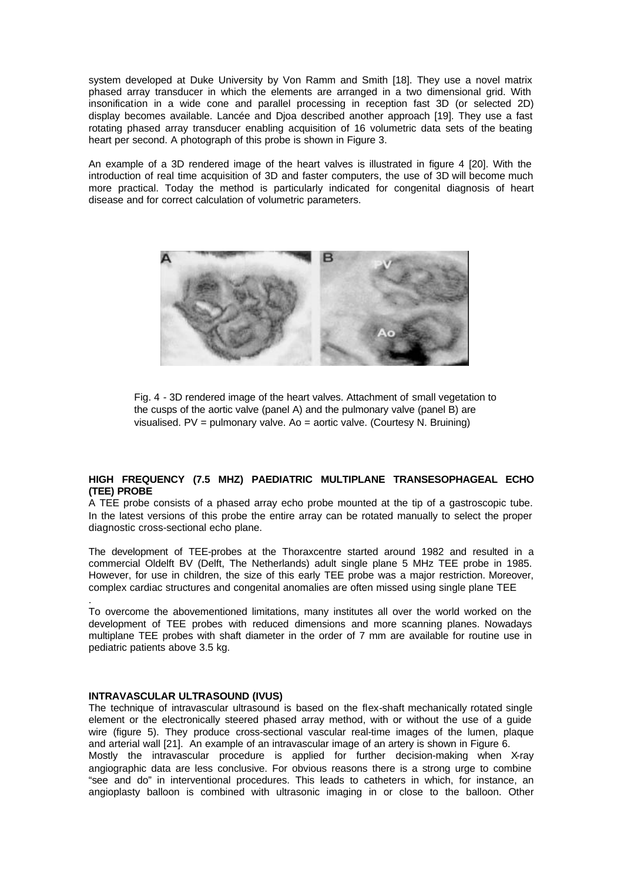system developed at Duke University by Von Ramm and Smith [18]. They use a novel matrix phased array transducer in which the elements are arranged in a two dimensional grid. With insonification in a wide cone and parallel processing in reception fast 3D (or selected 2D) display becomes available. Lancée and Djoa described another approach [19]. They use a fast rotating phased array transducer enabling acquisition of 16 volumetric data sets of the beating heart per second. A photograph of this probe is shown in Figure 3.

An example of a 3D rendered image of the heart valves is illustrated in figure 4 [20]. With the introduction of real time acquisition of 3D and faster computers, the use of 3D will become much more practical. Today the method is particularly indicated for congenital diagnosis of heart disease and for correct calculation of volumetric parameters.

Fig. 4 - 3D rendered image of the heart valves. Attachment of small vegetation to the cusps of the aortic valve (panel A) and the pulmonary valve (panel B) are visualised. PV = pulmonary valve. Ao = aortic valve. (Courtesy N. Bruining)

## HIGH FREQUENCY (7.5 MHZ) PAEDIATRIC MULTIPLANE TRANSESOPHAGEAL ECHO (TEE) PROBE

A TEE probe consists of a phased array echo probe mounted at the tip of a gastroscopic tube. In the latest versions of this probe the entire array can be rotated manually to select the proper diagnostic cross-sectional echo plane.

The development of TEE-probes at the Thoraxcentre started around 1982 and resulted in a commercial Oldelft BV (Delft, The Netherlands) adult single plane 5 MHz TEE probe in 1985. However, for use in children, the size of this early TEE probe was a major restriction. Moreover, complex cardiac structures and congenital anomalies are often missed using single plane TEE.

To overcome the abovementioned limitations, many institutes all over the world worked on the development of TEE probes with reduced dimensions and more scanning planes. Nowadays multiplane TEE probes with shaft diameter in the order of 7 mm are available for routine use in pediatric patients above 3.5 kg.

## INTRAVASCULAR ULTRASOUND (IVUS)

The technique of intravascular ultrasound is based on the flex-shaft mechanically rotated single element or the electronically steered phased array method, with or without the use of a guide wire (figure 5). They produce cross-sectional vascular real-time images of the lumen, plaque and arterial wall [21]. An example of an intravascular image of an artery is shown in Figure 6.

Mostly the intravascular procedure is applied for further decision-making when X-ray angiographic data are less conclusive. For obvious reasons there is a strong urge to combine "see and do" in interventional procedures. This leads to catheters in which, for instance, an angioplasty balloon is combined with ultrasonic imaging in or close to the balloon. Other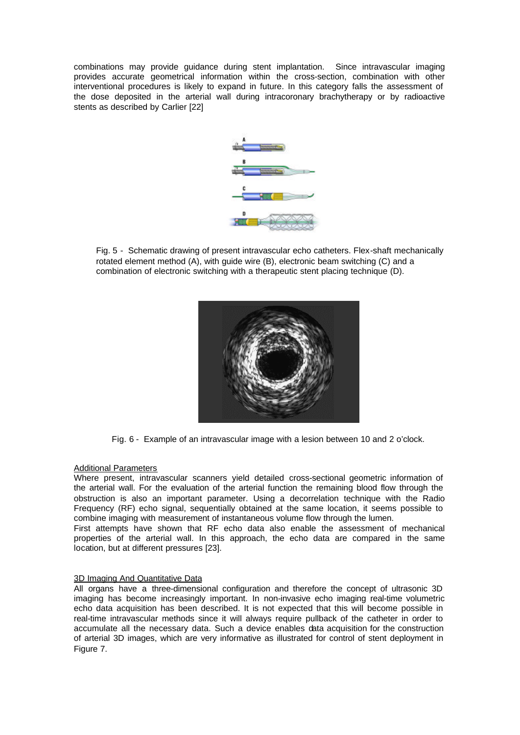combinations may provide guidance during stent implantation. Since intravascular imaging provides accurate geometrical information within the cross-section, combination with other interventional procedures is likely to expand in future. In this category falls the assessment of the dose deposited in the arterial wall during intracoronary brachytherapy or by radioactive stents as described by Carlier [22]

Fig. 5 - Schematic drawing of present intravascular echo catheters. Flex-shaft mechanically rotated element method (A), with guide wire (B), electronic beam switching (C) and a combination of electronic switching with a therapeutic stent placing technique (D).

Fig. 6 - Example of an intravascular image with a lesion between 10 and 2 o'clock.

## Additional Parameters

Where present, intravascular scanners yield detailed cross-sectional geometric information of the arterial wall. For the evaluation of the arterial function the remaining blood flow through the obstruction is also an important parameter. Using a decorrelation technique with the Radio Frequency (RF) echo signal, sequentially obtained at the same location, it seems possible to combine imaging with measurement of instantaneous volume flow through the lumen.

First attempts have shown that RF echo data also enable the assessment of mechanical properties of the arterial wall. In this approach, the echo data are compared in the same location, but at different pressures [23].

## 3D Imaging And Quantitative Data

All organs have a three-dimensional configuration and therefore the concept of ultrasonic 3D imaging has become increasingly important. In non-invasive echo imaging real-time volumetric echo data acquisition has been described. It is not expected that this will become possible in real-time intravascular methods since it will always require pullback of the catheter in order to accumulate all the necessary data. Such a device enables data acquisition for the construction of arterial 3D images, which are very informative as illustrated for control of stent deployment in Figure 7.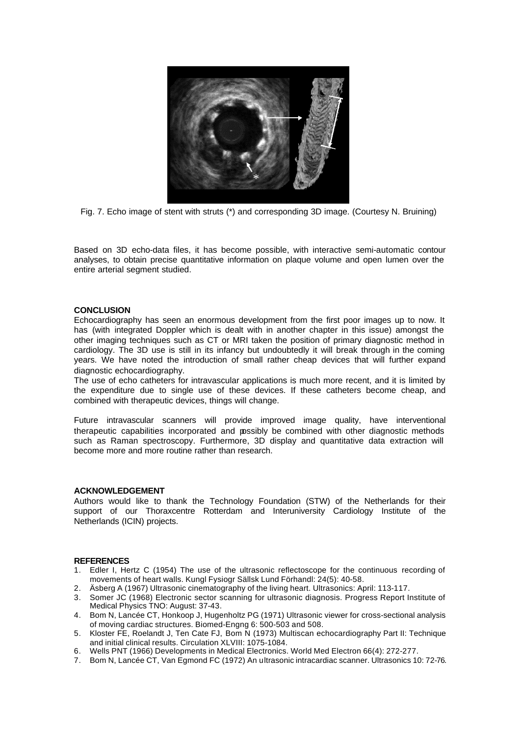Fig. 7. Echo image of stent with struts (*) and corresponding 3D image. (Courtesy N. Bruining)

Based on 3D echo-data files, it has become possible, with interactive semi-automatic contour analyses, to obtain precise quantitative information on plaque volume and open lumen over the entire arterial segment studied.

**CONCLUSION**

Echocardiography has seen an enormous development from the first poor images up to now. It has (with integrated Doppler which is dealt with in another chapter in this issue) amongst the other imaging techniques such as CT or MRI taken the position of primary diagnostic method in cardiology. The 3D use is still in its infancy but undoubtedly it will break through in the coming years. We have noted the introduction of small rather cheap devices that will further expand diagnostic echocardiography.

The use of echo catheters for intravascular applications is much more recent, and it is limited by the expenditure due to single use of these devices. If these catheters become cheap, and combined with therapeutic devices, things will change.

Future intravascular scanners will provide improved image quality, have interventional therapeutic capabilities incorporated and possibly be combined with other diagnostic methods such as Raman spectroscopy. Furthermore, 3D display and quantitative data extraction will become more and more routine rather than research.

**ACKNOWLEDGEMENT**

Authors would like to thank the Technology Foundation (STW) of the Netherlands for their support of our Thoraxcentre Rotterdam and Interuniversity Cardiology Institute of the Netherlands (ICIN) projects.

**REFERENCES**

1. Edler I, Hertz C (1954) The use of the ultrasonic reflectoscope for the continuous recording of movements of heart walls. Kungl Fysiogr Sällsk Lund Förhandl: 24(5): 40-58.
2. Äsberg A (1967) Ultrasonic cinematography of the living heart. Ultrasonics: April: 113-117.
3. Somer JC (1968) Electronic sector scanning for ultrasonic diagnosis. Progress Report Institute of Medical Physics TNO: August: 37-43.
4. Bom N, Lancée CT, Honkoop J, Hugenholtz PG (1971) Ultrasonic viewer for cross-sectional analysis of moving cardiac structures. Biomed-Engng 6: 500-503 and 508.
5. Kloster FE, Roelandt J, Ten Cate FJ, Bom N (1973) Multiscan echocardiography Part II: Technique and initial clinical results. Circulation XLVIII: 1075-1084.
6. Wells PNT (1966) Developments in Medical Electronics. World Med Electron 66(4): 272-277.
7. Bom N, Lancée CT, Van Egmond FC (1972) An ultrasonic intracardiac scanner. Ultrasonics 10: 72-76.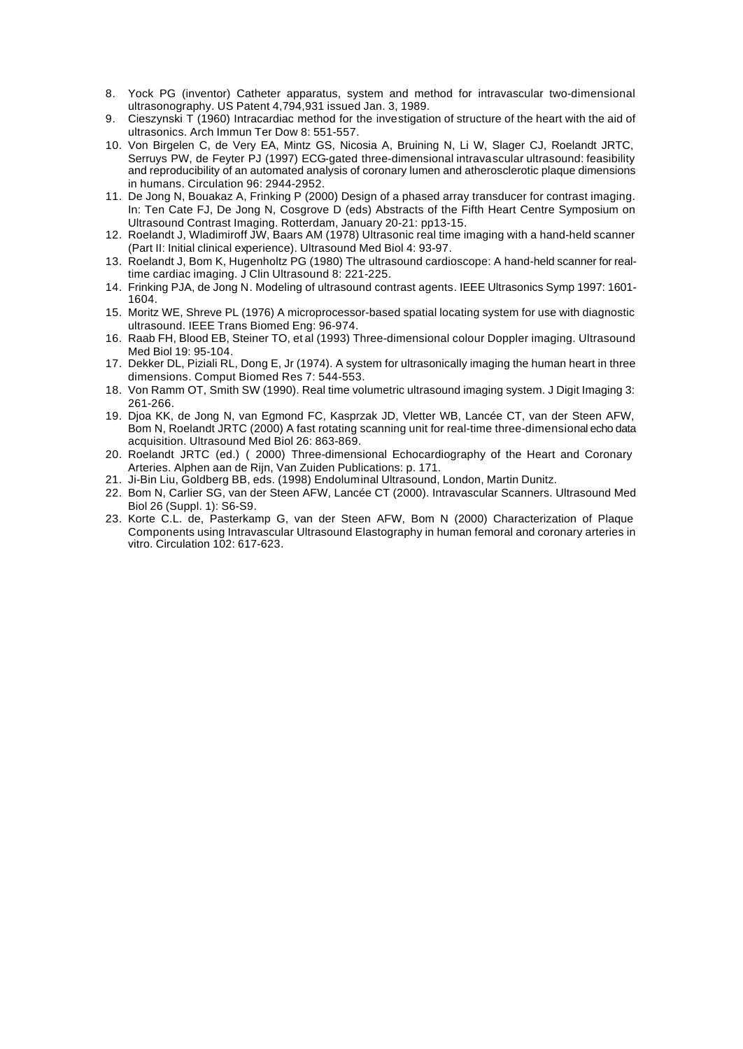8. Yock PG (inventor) Catheter apparatus, system and method for intravascular two-dimensional ultrasonography. US Patent 4,794,931 issued Jan. 3, 1989.
9. Cieszynski T (1960) Intracardiac method for the investigation of structure of the heart with the aid of ultrasonics. Arch Immun Ter Dow 8: 551-557.
10. Von Birgelen C, de Very EA, Mintz GS, Nicosia A, Bruining N, Li W, Slager CJ, Roelandt JRTC, Serruys PW, de Feyter PJ (1997) ECG-gated three-dimensional intravascular ultrasound: feasibility and reproducibility of an automated analysis of coronary lumen and atherosclerotic plaque dimensions in humans. Circulation 96: 2944-2952.
11. De Jong N, Bouakaz A, Frinking P (2000) Design of a phased array transducer for contrast imaging. In: Ten Cate FJ, De Jong N, Cosgrove D (eds) Abstracts of the Fifth Heart Centre Symposium on Ultrasound Contrast Imaging. Rotterdam, January 20-21: pp13-15.
12. Roelandt J, Wladimiroff JW, Baars AM (1978) Ultrasonic real time imaging with a hand-held scanner (Part II: Initial clinical experience). Ultrasound Med Biol 4: 93-97.
13. Roelandt J, Bom K, Hugenholtz PG (1980) The ultrasound cardioscope: A hand-held scanner for real-time cardiac imaging. J Clin Ultrasound 8: 221-225.
14. Frinking PJA, de Jong N. Modeling of ultrasound contrast agents. IEEE Ultrasonics Symp 1997: 1601-1604.
15. Moritz WE, Shreve PL (1976) A microprocessor-based spatial locating system for use with diagnostic ultrasound. IEEE Trans Biomed Eng: 96-974.
16. Raab FH, Blood EB, Steiner TO, et al (1993) Three-dimensional colour Doppler imaging. Ultrasound Med Biol 19: 95-104.
17. Dekker DL, Piziali RL, Dong E, Jr (1974). A system for ultrasonically imaging the human heart in three dimensions. Comput Biomed Res 7: 544-553.
18. Von Ramm OT, Smith SW (1990). Real time volumetric ultrasound imaging system. J Digit Imaging 3: 261-266.
19. Djoa KK, de Jong N, van Egmond FC, Kasprzak JD, Vletter WB, Lancée CT, van der Steen AFW, Bom N, Roelandt JRTC (2000) A fast rotating scanning unit for real-time three-dimensional echo data acquisition. Ultrasound Med Biol 26: 863-869.
20. Roelandt JRTC (ed.) ( 2000) Three-dimensional Echocardiography of the Heart and Coronary Arteries. Alphen aan de Rijn, Van Zuiden Publications: p. 171.
21. Ji-Bin Liu, Goldberg BB, eds. (1998) Endoluminal Ultrasound, London, Martin Dunitz.
22. Bom N, Carlier SG, van der Steen AFW, Lancée CT (2000). Intravascular Scanners. Ultrasound Med Biol 26 (Suppl. 1): S6-S9.
23. Korte C.L. de, Pasterkamp G, van der Steen AFW, Bom N (2000) Characterization of Plaque Components using Intravascular Ultrasound Elastography in human femoral and coronary arteries in vitro. Circulation 102: 617-623.